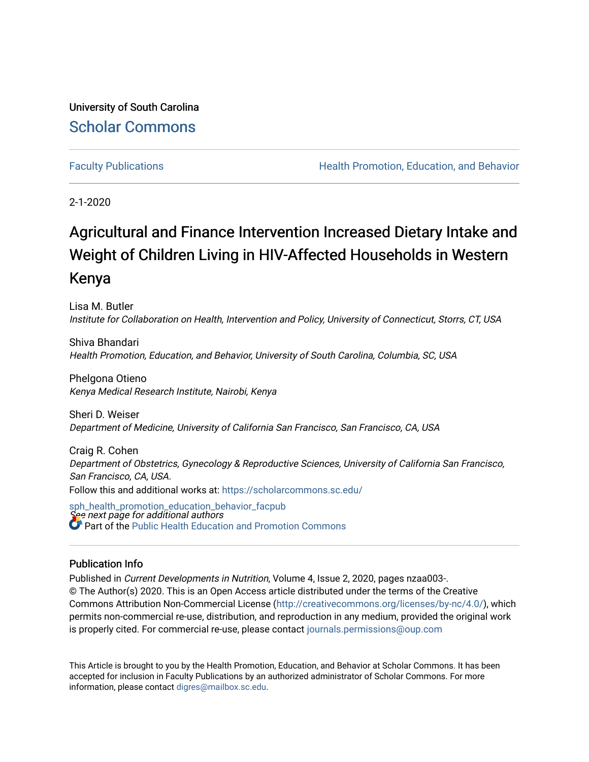University of South Carolina

Scholar Commons

Faculty Publications | Health Promotion, Education, and Behavior

2-1-2020

# Agricultural and Finance Intervention Increased Dietary Intake and Weight of Children Living in HIV-Affected Households in Western Kenya

Lisa M. Butler
*Institute for Collaboration on Health, Intervention and Policy, University of Connecticut, Storrs, CT, USA*

Shiva Bhandari
*Health Promotion, Education, and Behavior, University of South Carolina, Columbia, SC, USA*

Phelgona Otieno
*Kenya Medical Research Institute, Nairobi, Kenya*

Sheri D. Weiser
*Department of Medicine, University of California San Francisco, San Francisco, CA, USA*

Craig R. Cohen
*Department of Obstetrics, Gynecology & Reproductive Sciences, University of California San Francisco, San Francisco, CA, USA.*

Follow this and additional works at: https://scholarcommons.sc.edu/sph_health_promotion_education_behavior_facpub

*See next page for additional authors*

Part of the Public Health Education and Promotion Commons

## Publication Info

Published in *Current Developments in Nutrition*, Volume 4, Issue 2, 2020, pages nzaa003-.
© The Author(s) 2020. This is an Open Access article distributed under the terms of the Creative Commons Attribution Non-Commercial License (http://creativecommons.org/licenses/by-nc/4.0/), which permits non-commercial re-use, distribution, and reproduction in any medium, provided the original work is properly cited. For commercial re-use, please contact journals.permissions@oup.com

This Article is brought to you by the Health Promotion, Education, and Behavior at Scholar Commons. It has been accepted for inclusion in Faculty Publications by an authorized administrator of Scholar Commons. For more information, please contact digres@mailbox.sc.edu.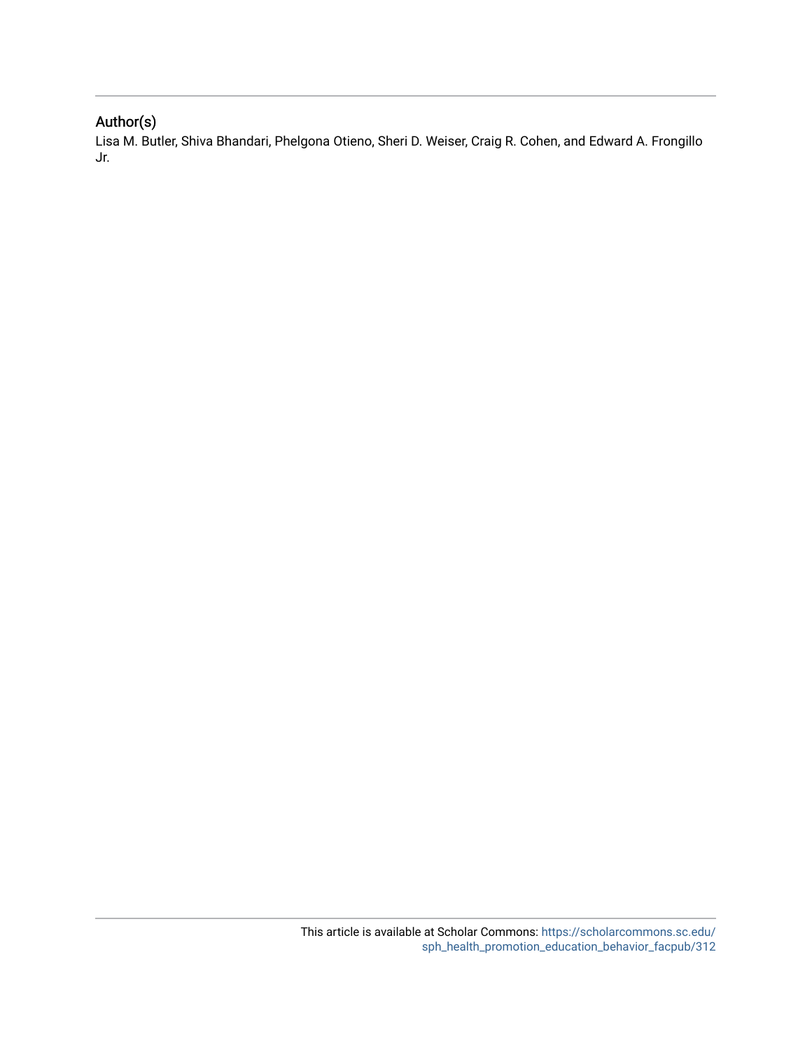## Author(s)

Lisa M. Butler, Shiva Bhandari, Phelgona Otieno, Sheri D. Weiser, Craig R. Cohen, and Edward A. Frongillo Jr.

This article is available at Scholar Commons: https://scholarcommons.sc.edu/sph_health_promotion_education_behavior_facpub/312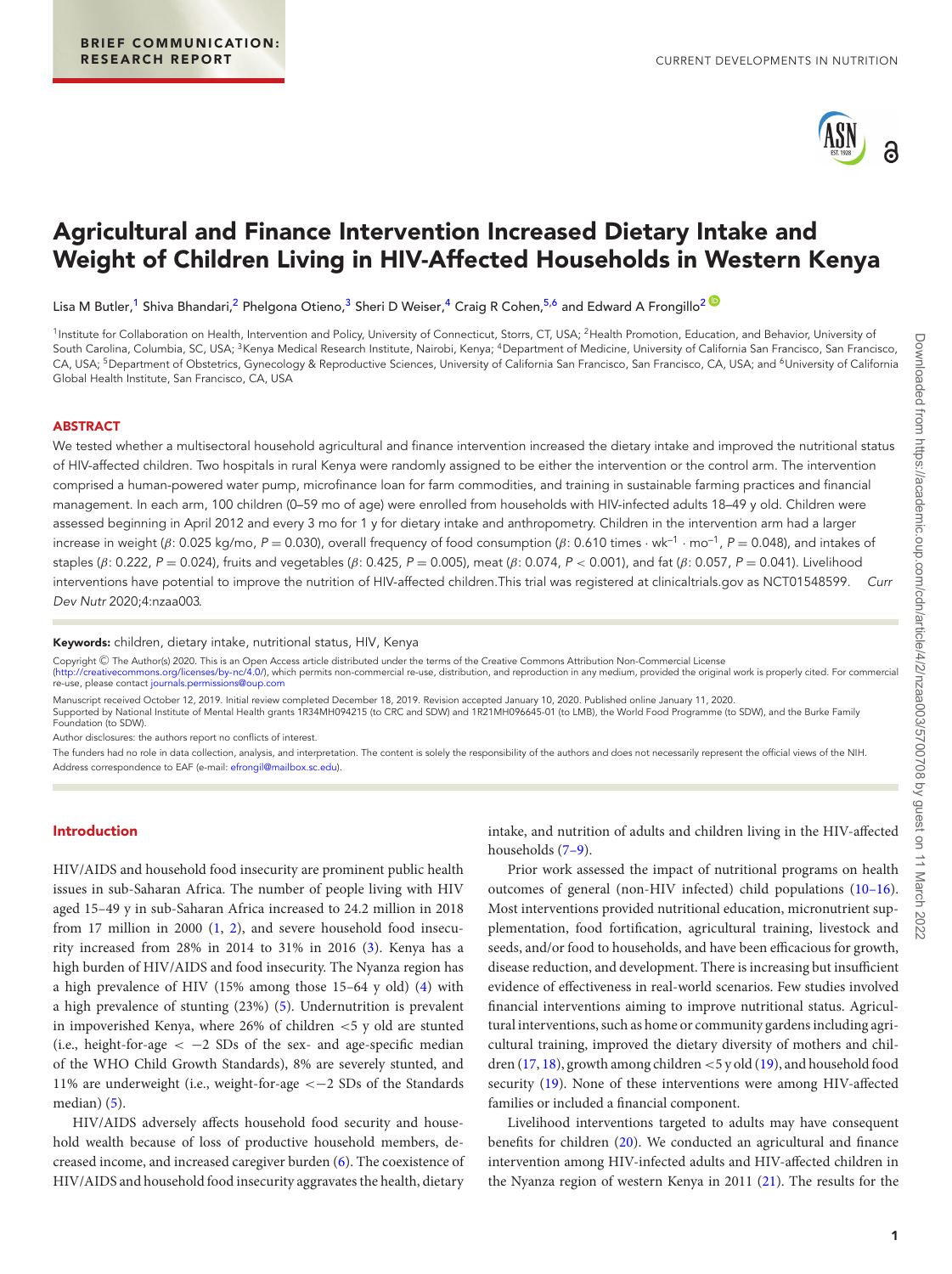BRIEF COMMUNICATION: RESEARCH REPORT

# Agricultural and Finance Intervention Increased Dietary Intake and Weight of Children Living in HIV-Affected Households in Western Kenya

Lisa M Butler,[1] Shiva Bhandari,[2] Phelgona Otieno,[3] Sheri D Weiser,[4] Craig R Cohen,[5,6] and Edward A Frongillo[2]

[1]Institute for Collaboration on Health, Intervention and Policy, University of Connecticut, Storrs, CT, USA; [2]Health Promotion, Education, and Behavior, University of South Carolina, Columbia, SC, USA; [3]Kenya Medical Research Institute, Nairobi, Kenya; [4]Department of Medicine, University of California San Francisco, San Francisco, CA, USA; [5]Department of Obstetrics, Gynecology & Reproductive Sciences, University of California San Francisco, San Francisco, CA, USA; and [6]University of California Global Health Institute, San Francisco, CA, USA

## ABSTRACT

We tested whether a multisectoral household agricultural and finance intervention increased the dietary intake and improved the nutritional status of HIV-affected children. Two hospitals in rural Kenya were randomly assigned to be either the intervention or the control arm. The intervention comprised a human-powered water pump, microfinance loan for farm commodities, and training in sustainable farming practices and financial management. In each arm, 100 children (0–59 mo of age) were enrolled from households with HIV-infected adults 18–49 y old. Children were assessed beginning in April 2012 and every 3 mo for 1 y for dietary intake and anthropometry. Children in the intervention arm had a larger increase in weight ($\beta$: 0.025 kg/mo, $P = 0.030$), overall frequency of food consumption ($\beta$: 0.610 times $\cdot$ wk$^{-1}$ $\cdot$ mo$^{-1}$, $P = 0.048$), and intakes of staples ($\beta$: 0.222, $P = 0.024$), fruits and vegetables ($\beta$: 0.425, $P = 0.005$), meat ($\beta$: 0.074, $P < 0.001$), and fat ($\beta$: 0.057, $P = 0.041$). Livelihood interventions have potential to improve the nutrition of HIV-affected children. This trial was registered at clinicaltrials.gov as NCT01548599. *Curr Dev Nutr* 2020;4:nzaa003.

**Keywords:** children, dietary intake, nutritional status, HIV, Kenya

Copyright © The Author(s) 2020. This is an Open Access article distributed under the terms of the Creative Commons Attribution Non-Commercial License (http://creativecommons.org/licenses/by-nc/4.0/), which permits non-commercial re-use, distribution, and reproduction in any medium, provided the original work is properly cited. For commercial re-use, please contact journals.permissions@oup.com

Manuscript received October 12, 2019. Initial review completed December 18, 2019. Revision accepted January 10, 2020. Published online January 11, 2020.

Supported by National Institute of Mental Health grants 1R34MH094215 (to CRC and SDW) and 1R21MH096645-01 (to LMB), the World Food Programme (to SDW), and the Burke Family Foundation (to SDW).

Author disclosures: the authors report no conflicts of interest.

The funders had no role in data collection, analysis, and interpretation. The content is solely the responsibility of the authors and does not necessarily represent the official views of the NIH.

Address correspondence to EAF (e-mail: efrongil@mailbox.sc.edu).

## Introduction

HIV/AIDS and household food insecurity are prominent public health issues in sub-Saharan Africa. The number of people living with HIV aged 15–49 y in sub-Saharan Africa increased to 24.2 million in 2018 from 17 million in 2000 (1, 2), and severe household food insecurity increased from 28% in 2014 to 31% in 2016 (3). Kenya has a high burden of HIV/AIDS and food insecurity. The Nyanza region has a high prevalence of HIV (15% among those 15–64 y old) (4) with a high prevalence of stunting (23%) (5). Undernutrition is prevalent in impoverished Kenya, where 26% of children <5 y old are stunted (i.e., height-for-age < −2 SDs of the sex- and age-specific median of the WHO Child Growth Standards), 8% are severely stunted, and 11% are underweight (i.e., weight-for-age <−2 SDs of the Standards median) (5).

HIV/AIDS adversely affects household food security and household wealth because of loss of productive household members, decreased income, and increased caregiver burden (6). The coexistence of HIV/AIDS and household food insecurity aggravates the health, dietary intake, and nutrition of adults and children living in the HIV-affected households (7–9).

Prior work assessed the impact of nutritional programs on health outcomes of general (non-HIV infected) child populations (10–16). Most interventions provided nutritional education, micronutrient supplementation, food fortification, agricultural training, livestock and seeds, and/or food to households, and have been efficacious for growth, disease reduction, and development. There is increasing but insufficient evidence of effectiveness in real-world scenarios. Few studies involved financial interventions aiming to improve nutritional status. Agricultural interventions, such as home or community gardens including agricultural training, improved the dietary diversity of mothers and children (17, 18), growth among children <5 y old (19), and household food security (19). None of these interventions were among HIV-affected families or included a financial component.

Livelihood interventions targeted to adults may have consequent benefits for children (20). We conducted an agricultural and finance intervention among HIV-infected adults and HIV-affected children in the Nyanza region of western Kenya in 2011 (21). The results for the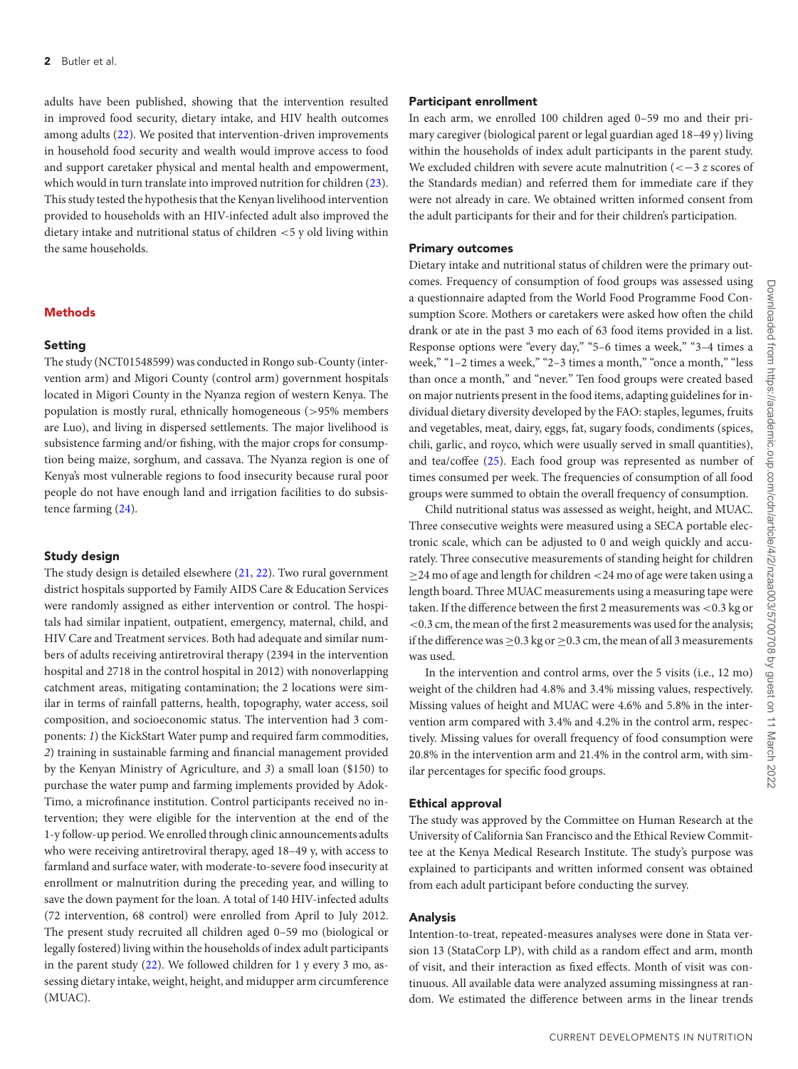adults have been published, showing that the intervention resulted in improved food security, dietary intake, and HIV health outcomes among adults (22). We posited that intervention-driven improvements in household food security and wealth would improve access to food and support caretaker physical and mental health and empowerment, which would in turn translate into improved nutrition for children (23). This study tested the hypothesis that the Kenyan livelihood intervention provided to households with an HIV-infected adult also improved the dietary intake and nutritional status of children <5 y old living within the same households.

## Methods

### Setting

The study (NCT01548599) was conducted in Rongo sub-County (intervention arm) and Migori County (control arm) government hospitals located in Migori County in the Nyanza region of western Kenya. The population is mostly rural, ethnically homogeneous (>95% members are Luo), and living in dispersed settlements. The major livelihood is subsistence farming and/or fishing, with the major crops for consumption being maize, sorghum, and cassava. The Nyanza region is one of Kenya's most vulnerable regions to food insecurity because rural poor people do not have enough land and irrigation facilities to do subsistence farming (24).

### Study design

The study design is detailed elsewhere (21, 22). Two rural government district hospitals supported by Family AIDS Care & Education Services were randomly assigned as either intervention or control. The hospitals had similar inpatient, outpatient, emergency, maternal, child, and HIV Care and Treatment services. Both had adequate and similar numbers of adults receiving antiretroviral therapy (2394 in the intervention hospital and 2718 in the control hospital in 2012) with nonoverlapping catchment areas, mitigating contamination; the 2 locations were similar in terms of rainfall patterns, health, topography, water access, soil composition, and socioeconomic status. The intervention had 3 components: *1*) the KickStart Water pump and required farm commodities, *2*) training in sustainable farming and financial management provided by the Kenyan Ministry of Agriculture, and *3*) a small loan ($150) to purchase the water pump and farming implements provided by Adok-Timo, a microfinance institution. Control participants received no intervention; they were eligible for the intervention at the end of the 1-y follow-up period. We enrolled through clinic announcements adults who were receiving antiretroviral therapy, aged 18–49 y, with access to farmland and surface water, with moderate-to-severe food insecurity at enrollment or malnutrition during the preceding year, and willing to save the down payment for the loan. A total of 140 HIV-infected adults (72 intervention, 68 control) were enrolled from April to July 2012. The present study recruited all children aged 0–59 mo (biological or legally fostered) living within the households of index adult participants in the parent study (22). We followed children for 1 y every 3 mo, assessing dietary intake, weight, height, and midupper arm circumference (MUAC).

### Participant enrollment

In each arm, we enrolled 100 children aged 0–59 mo and their primary caregiver (biological parent or legal guardian aged 18–49 y) living within the households of index adult participants in the parent study. We excluded children with severe acute malnutrition (<−3 *z* scores of the Standards median) and referred them for immediate care if they were not already in care. We obtained written informed consent from the adult participants for their and for their children's participation.

### Primary outcomes

Dietary intake and nutritional status of children were the primary outcomes. Frequency of consumption of food groups was assessed using a questionnaire adapted from the World Food Programme Food Consumption Score. Mothers or caretakers were asked how often the child drank or ate in the past 3 mo each of 63 food items provided in a list. Response options were "every day," "5–6 times a week," "3–4 times a week," "1–2 times a week," "2–3 times a month," "once a month," "less than once a month," and "never." Ten food groups were created based on major nutrients present in the food items, adapting guidelines for individual dietary diversity developed by the FAO: staples, legumes, fruits and vegetables, meat, dairy, eggs, fat, sugary foods, condiments (spices, chili, garlic, and royco, which were usually served in small quantities), and tea/coffee (25). Each food group was represented as number of times consumed per week. The frequencies of consumption of all food groups were summed to obtain the overall frequency of consumption.

Child nutritional status was assessed as weight, height, and MUAC. Three consecutive weights were measured using a SECA portable electronic scale, which can be adjusted to 0 and weigh quickly and accurately. Three consecutive measurements of standing height for children ≥24 mo of age and length for children <24 mo of age were taken using a length board. Three MUAC measurements using a measuring tape were taken. If the difference between the first 2 measurements was <0.3 kg or <0.3 cm, the mean of the first 2 measurements was used for the analysis; if the difference was ≥0.3 kg or ≥0.3 cm, the mean of all 3 measurements was used.

In the intervention and control arms, over the 5 visits (i.e., 12 mo) weight of the children had 4.8% and 3.4% missing values, respectively. Missing values of height and MUAC were 4.6% and 5.8% in the intervention arm compared with 3.4% and 4.2% in the control arm, respectively. Missing values for overall frequency of food consumption were 20.8% in the intervention arm and 21.4% in the control arm, with similar percentages for specific food groups.

### Ethical approval

The study was approved by the Committee on Human Research at the University of California San Francisco and the Ethical Review Committee at the Kenya Medical Research Institute. The study's purpose was explained to participants and written informed consent was obtained from each adult participant before conducting the survey.

### Analysis

Intention-to-treat, repeated-measures analyses were done in Stata version 13 (StataCorp LP), with child as a random effect and arm, month of visit, and their interaction as fixed effects. Month of visit was continuous. All available data were analyzed assuming missingness at random. We estimated the difference between arms in the linear trends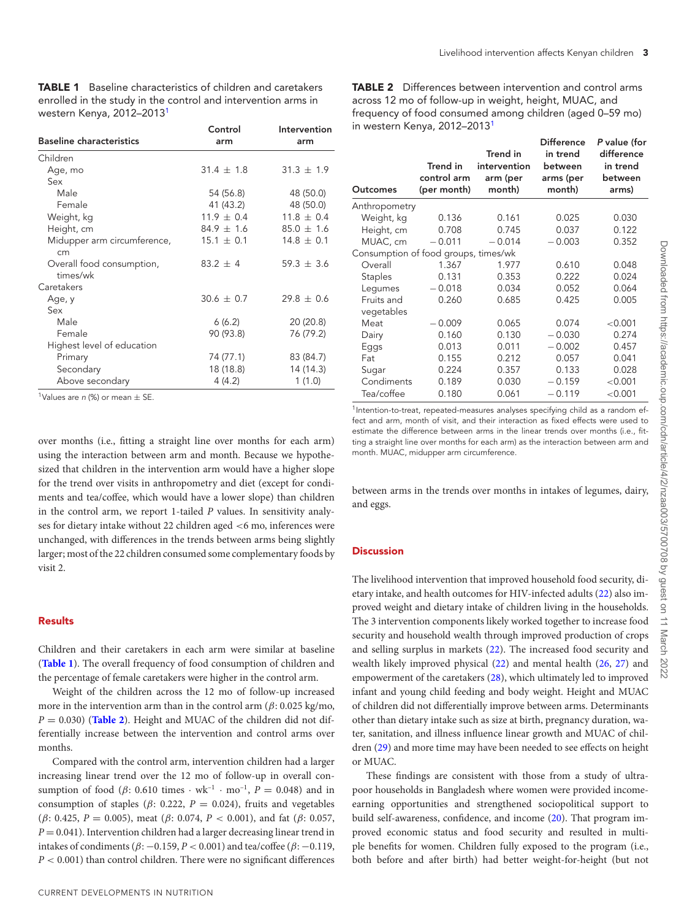**TABLE 1** Baseline characteristics of children and caretakers enrolled in the study in the control and intervention arms in western Kenya, 2012–2013[1]

| Baseline characteristics | Control arm | Intervention arm |
|---|---|---|
| Children | | |
| Age, mo | 31.4 ± 1.8 | 31.3 ± 1.9 |
| Sex | | |
| Male | 54 (56.8) | 48 (50.0) |
| Female | 41 (43.2) | 48 (50.0) |
| Weight, kg | 11.9 ± 0.4 | 11.8 ± 0.4 |
| Height, cm | 84.9 ± 1.6 | 85.0 ± 1.6 |
| Midupper arm circumference, cm | 15.1 ± 0.1 | 14.8 ± 0.1 |
| Overall food consumption, times/wk | 83.2 ± 4 | 59.3 ± 3.6 |
| Caretakers | | |
| Age, y | 30.6 ± 0.7 | 29.8 ± 0.6 |
| Sex | | |
| Male | 6 (6.2) | 20 (20.8) |
| Female | 90 (93.8) | 76 (79.2) |
| Highest level of education | | |
| Primary | 74 (77.1) | 83 (84.7) |
| Secondary | 18 (18.8) | 14 (14.3) |
| Above secondary | 4 (4.2) | 1 (1.0) |

[1]Values are *n* (%) or mean ± SE.

over months (i.e., fitting a straight line over months for each arm) using the interaction between arm and month. Because we hypothesized that children in the intervention arm would have a higher slope for the trend over visits in anthropometry and diet (except for condiments and tea/coffee, which would have a lower slope) than children in the control arm, we report 1-tailed *P* values. In sensitivity analyses for dietary intake without 22 children aged <6 mo, inferences were unchanged, with differences in the trends between arms being slightly larger; most of the 22 children consumed some complementary foods by visit 2.

## Results

Children and their caretakers in each arm were similar at baseline (**Table 1**). The overall frequency of food consumption of children and the percentage of female caretakers were higher in the control arm.

Weight of the children across the 12 mo of follow-up increased more in the intervention arm than in the control arm ($\beta$: 0.025 kg/mo, $P = 0.030$) (**Table 2**). Height and MUAC of the children did not differentially increase between the intervention and control arms over months.

Compared with the control arm, intervention children had a larger increasing linear trend over the 12 mo of follow-up in overall consumption of food ($\beta$: 0.610 times $\cdot$ wk$^{-1}$ $\cdot$ mo$^{-1}$, $P = 0.048$) and in consumption of staples ($\beta$: 0.222, $P = 0.024$), fruits and vegetables ($\beta$: 0.425, $P = 0.005$), meat ($\beta$: 0.074, $P < 0.001$), and fat ($\beta$: 0.057, $P = 0.041$). Intervention children had a larger decreasing linear trend in intakes of condiments ($\beta$: −0.159, $P < 0.001$) and tea/coffee ($\beta$: −0.119, $P < 0.001$) than control children. There were no significant differences between arms in the trends over months in intakes of legumes, dairy, and eggs.

**TABLE 2** Differences between intervention and control arms across 12 mo of follow-up in weight, height, MUAC, and frequency of food consumed among children (aged 0–59 mo) in western Kenya, 2012–2013[1]

| Outcomes | Trend in control arm (per month) | Trend in intervention arm (per month) | Difference in trend between arms (per month) | *P* value (for difference in trend between arms) |
|---|---|---|---|---|
| Anthropometry | | | | |
| Weight, kg | 0.136 | 0.161 | 0.025 | 0.030 |
| Height, cm | 0.708 | 0.745 | 0.037 | 0.122 |
| MUAC, cm | −0.011 | −0.014 | −0.003 | 0.352 |
| Consumption of food groups, times/wk | | | | |
| Overall | 1.367 | 1.977 | 0.610 | 0.048 |
| Staples | 0.131 | 0.353 | 0.222 | 0.024 |
| Legumes | −0.018 | 0.034 | 0.052 | 0.064 |
| Fruits and vegetables | 0.260 | 0.685 | 0.425 | 0.005 |
| Meat | −0.009 | 0.065 | 0.074 | <0.001 |
| Dairy | 0.160 | 0.130 | −0.030 | 0.274 |
| Eggs | 0.013 | 0.011 | −0.002 | 0.457 |
| Fat | 0.155 | 0.212 | 0.057 | 0.041 |
| Sugar | 0.224 | 0.357 | 0.133 | 0.028 |
| Condiments | 0.189 | 0.030 | −0.159 | <0.001 |
| Tea/coffee | 0.180 | 0.061 | −0.119 | <0.001 |

[1]Intention-to-treat, repeated-measures analyses specifying child as a random effect and arm, month of visit, and their interaction as fixed effects were used to estimate the difference between arms in the linear trends over months (i.e., fitting a straight line over months for each arm) as the interaction between arm and month. MUAC, midupper arm circumference.

## Discussion

The livelihood intervention that improved household food security, dietary intake, and health outcomes for HIV-infected adults (22) also improved weight and dietary intake of children living in the households. The 3 intervention components likely worked together to increase food security and household wealth through improved production of crops and selling surplus in markets (22). The increased food security and wealth likely improved physical (22) and mental health (26, 27) and empowerment of the caretakers (28), which ultimately led to improved infant and young child feeding and body weight. Height and MUAC of children did not differentially improve between arms. Determinants other than dietary intake such as size at birth, pregnancy duration, water, sanitation, and illness influence linear growth and MUAC of children (29) and more time may have been needed to see effects on height or MUAC.

These findings are consistent with those from a study of ultra-poor households in Bangladesh where women were provided income-earning opportunities and strengthened sociopolitical support to build self-awareness, confidence, and income (20). That program improved economic status and food security and resulted in multiple benefits for women. Children fully exposed to the program (i.e., both before and after birth) had better weight-for-height (but not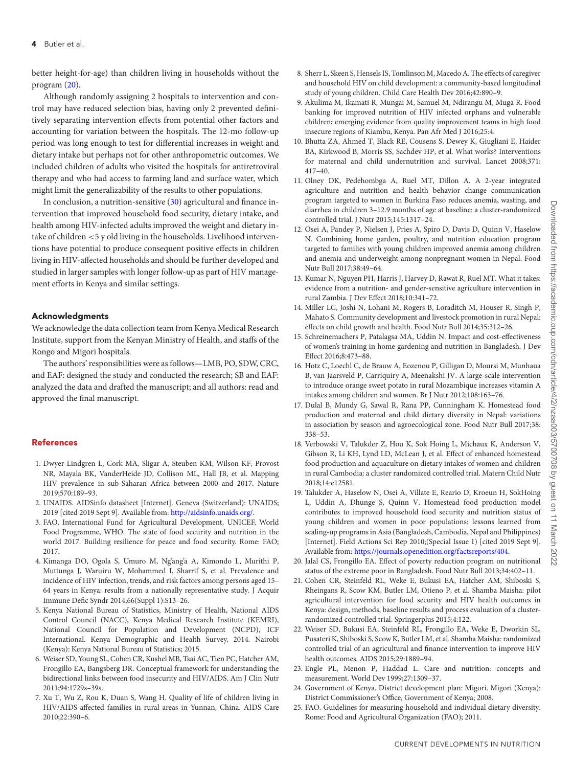better height-for-age) than children living in households without the program (20).

Although randomly assigning 2 hospitals to intervention and control may have reduced selection bias, having only 2 prevented definitively separating intervention effects from potential other factors and accounting for variation between the hospitals. The 12-mo follow-up period was long enough to test for differential increases in weight and dietary intake but perhaps not for other anthropometric outcomes. We included children of adults who visited the hospitals for antiretroviral therapy and who had access to farming land and surface water, which might limit the generalizability of the results to other populations.

In conclusion, a nutrition-sensitive (30) agricultural and finance intervention that improved household food security, dietary intake, and health among HIV-infected adults improved the weight and dietary intake of children <5 y old living in the households. Livelihood interventions have potential to produce consequent positive effects in children living in HIV-affected households and should be further developed and studied in larger samples with longer follow-up as part of HIV management efforts in Kenya and similar settings.

## Acknowledgments

We acknowledge the data collection team from Kenya Medical Research Institute, support from the Kenyan Ministry of Health, and staffs of the Rongo and Migori hospitals.

The authors' responsibilities were as follows—LMB, PO, SDW, CRC, and EAF: designed the study and conducted the research; SB and EAF: analyzed the data and drafted the manuscript; and all authors: read and approved the final manuscript.

## References

1. Dwyer-Lindgren L, Cork MA, Sligar A, Steuben KM, Wilson KF, Provost NR, Mayala BK, VanderHeide JD, Collison ML, Hall JB, et al. Mapping HIV prevalence in sub-Saharan Africa between 2000 and 2017. Nature 2019;570:189–93.
2. UNAIDS. AIDSinfo datasheet [Internet]. Geneva (Switzerland): UNAIDS; 2019 [cited 2019 Sept 9]. Available from: http://aidsinfo.unaids.org/.
3. FAO, International Fund for Agricultural Development, UNICEF, World Food Programme, WHO. The state of food security and nutrition in the world 2017. Building resilience for peace and food security. Rome: FAO; 2017.
4. Kimanga DO, Ogola S, Umuro M, Ng'ang'a A, Kimondo L, Murithi P, Muttunga J, Waruiru W, Mohammed I, Sharrif S, et al. Prevalence and incidence of HIV infection, trends, and risk factors among persons aged 15–64 years in Kenya: results from a nationally representative study. J Acquir Immune Defic Syndr 2014;66(Suppl 1):S13–26.
5. Kenya National Bureau of Statistics, Ministry of Health, National AIDS Control Council (NACC), Kenya Medical Research Institute (KEMRI), National Council for Population and Development (NCPD), ICF International. Kenya Demographic and Health Survey, 2014. Nairobi (Kenya): Kenya National Bureau of Statistics; 2015.
6. Weiser SD, Young SL, Cohen CR, Kushel MB, Tsai AC, Tien PC, Hatcher AM, Frongillo EA, Bangsberg DR. Conceptual framework for understanding the bidirectional links between food insecurity and HIV/AIDS. Am J Clin Nutr 2011;94:1729s–39s.
7. Xu T, Wu Z, Rou K, Duan S, Wang H. Quality of life of children living in HIV/AIDS-affected families in rural areas in Yunnan, China. AIDS Care 2010;22:390–6.
8. Sherr L, Skeen S, Hensels IS, Tomlinson M, Macedo A. The effects of caregiver and household HIV on child development: a community-based longitudinal study of young children. Child Care Health Dev 2016;42:890–9.
9. Akulima M, Ikamati R, Mungai M, Samuel M, Ndirangu M, Muga R. Food banking for improved nutrition of HIV infected orphans and vulnerable children; emerging evidence from quality improvement teams in high food insecure regions of Kiambu, Kenya. Pan Afr Med J 2016;25:4.
10. Bhutta ZA, Ahmed T, Black RE, Cousens S, Dewey K, Giugliani E, Haider BA, Kirkwood B, Morris SS, Sachdev HP, et al. What works? Interventions for maternal and child undernutrition and survival. Lancet 2008;371: 417–40.
11. Olney DK, Pedehombga A, Ruel MT, Dillon A. A 2-year integrated agriculture and nutrition and health behavior change communication program targeted to women in Burkina Faso reduces anemia, wasting, and diarrhea in children 3–12.9 months of age at baseline: a cluster-randomized controlled trial. J Nutr 2015;145:1317–24.
12. Osei A, Pandey P, Nielsen J, Pries A, Spiro D, Davis D, Quinn V, Haselow N. Combining home garden, poultry, and nutrition education program targeted to families with young children improved anemia among children and anemia and underweight among nonpregnant women in Nepal. Food Nutr Bull 2017;38:49–64.
13. Kumar N, Nguyen PH, Harris J, Harvey D, Rawat R, Ruel MT. What it takes: evidence from a nutrition- and gender-sensitive agriculture intervention in rural Zambia. J Dev Effect 2018;10:341–72.
14. Miller LC, Joshi N, Lohani M, Rogers B, Loraditch M, Houser R, Singh P, Mahato S. Community development and livestock promotion in rural Nepal: effects on child growth and health. Food Nutr Bull 2014;35:312–26.
15. Schreinemachers P, Patalagsa MA, Uddin N. Impact and cost-effectiveness of women's training in home gardening and nutrition in Bangladesh. J Dev Effect 2016;8:473–88.
16. Hotz C, Loechl C, de Brauw A, Eozenou P, Gilligan D, Moursi M, Munhaua B, van Jaarsveld P, Carriquiry A, Meenakshi JV. A large-scale intervention to introduce orange sweet potato in rural Mozambique increases vitamin A intakes among children and women. Br J Nutr 2012;108:163–76.
17. Dulal B, Mundy G, Sawal R, Rana PP, Cunningham K. Homestead food production and maternal and child dietary diversity in Nepal: variations in association by season and agroecological zone. Food Nutr Bull 2017;38: 338–53.
18. Verbowski V, Talukder Z, Hou K, Sok Hoing L, Michaux K, Anderson V, Gibson R, Li KH, Lynd LD, McLean J, et al. Effect of enhanced homestead food production and aquaculture on dietary intakes of women and children in rural Cambodia: a cluster randomized controlled trial. Matern Child Nutr 2018;14:e12581.
19. Talukder A, Haselow N, Osei A, Villate E, Reario D, Kroeun H, SokHoing L, Uddin A, Dhunge S, Quinn V. Homestead food production model contributes to improved household food security and nutrition status of young children and women in poor populations: lessons learned from scaling-up programs in Asia (Bangladesh, Cambodia, Nepal and Philippines) [Internet]. Field Actions Sci Rep 2010;(Special Issue 1) [cited 2019 Sept 9]. Available from: https://journals.openedition.org/factsreports/404.
20. Jalal CS, Frongillo EA. Effect of poverty reduction program on nutritional status of the extreme poor in Bangladesh. Food Nutr Bull 2013;34:402–11.
21. Cohen CR, Steinfeld RL, Weke E, Bukusi EA, Hatcher AM, Shiboski S, Rheingans R, Scow KM, Butler LM, Otieno P, et al. Shamba Maisha: pilot agricultural intervention for food security and HIV health outcomes in Kenya: design, methods, baseline results and process evaluation of a cluster-randomized controlled trial. Springerplus 2015;4:122.
22. Weiser SD, Bukusi EA, Steinfeld RL, Frongillo EA, Weke E, Dworkin SL, Pusateri K, Shiboski S, Scow K, Butler LM, et al. Shamba Maisha: randomized controlled trial of an agricultural and finance intervention to improve HIV health outcomes. AIDS 2015;29:1889–94.
23. Engle PL, Menon P, Haddad L. Care and nutrition: concepts and measurement. World Dev 1999;27:1309–37.
24. Government of Kenya. District development plan: Migori. Migori (Kenya): District Commissioner's Office, Government of Kenya; 2008.
25. FAO. Guidelines for measuring household and individual dietary diversity. Rome: Food and Agricultural Organization (FAO); 2011.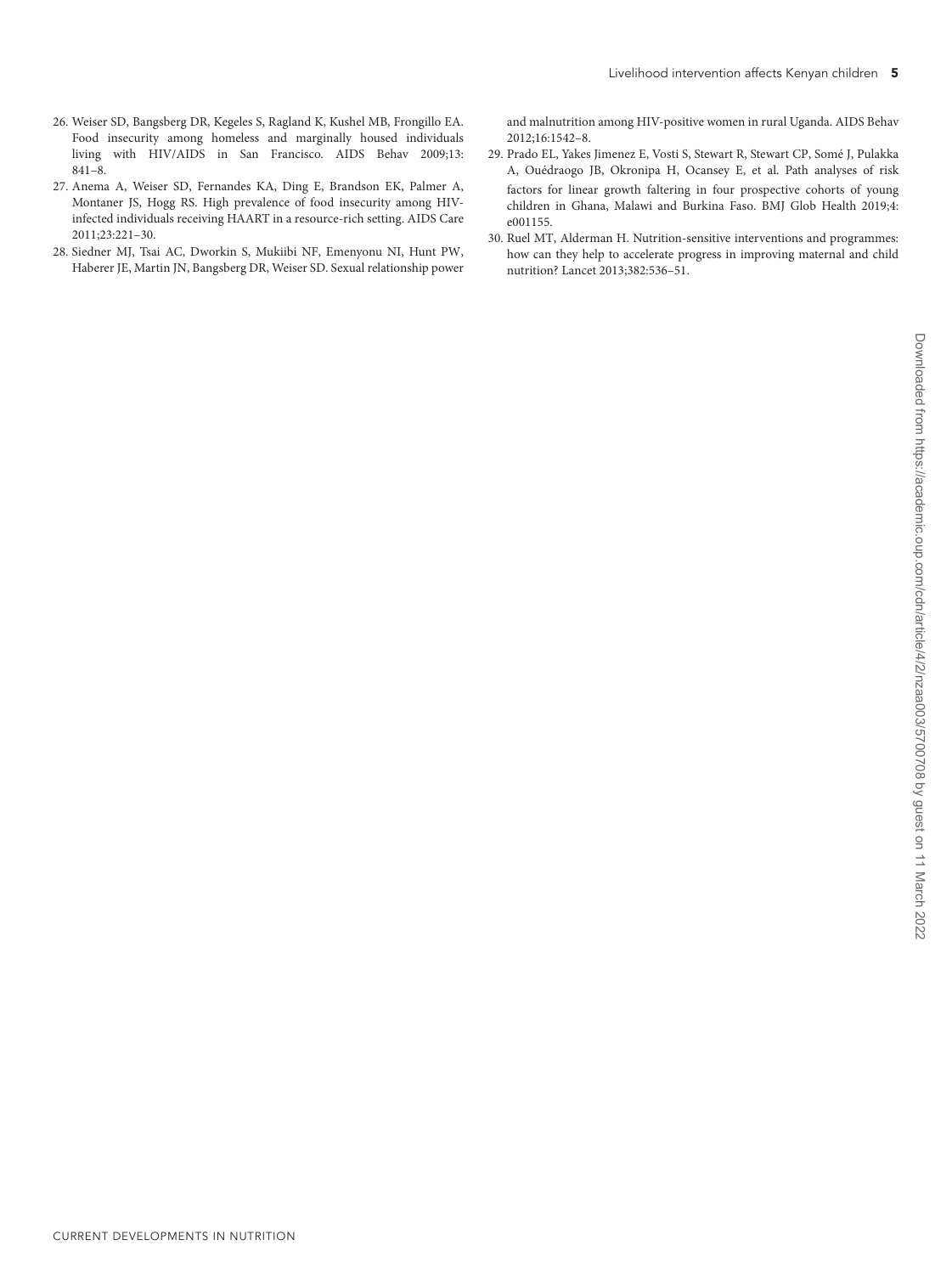26. Weiser SD, Bangsberg DR, Kegeles S, Ragland K, Kushel MB, Frongillo EA. Food insecurity among homeless and marginally housed individuals living with HIV/AIDS in San Francisco. AIDS Behav 2009;13: 841–8.
27. Anema A, Weiser SD, Fernandes KA, Ding E, Brandson EK, Palmer A, Montaner JS, Hogg RS. High prevalence of food insecurity among HIV-infected individuals receiving HAART in a resource-rich setting. AIDS Care 2011;23:221–30.
28. Siedner MJ, Tsai AC, Dworkin S, Mukiibi NF, Emenyonu NI, Hunt PW, Haberer JE, Martin JN, Bangsberg DR, Weiser SD. Sexual relationship power and malnutrition among HIV-positive women in rural Uganda. AIDS Behav 2012;16:1542–8.
29. Prado EL, Yakes Jimenez E, Vosti S, Stewart R, Stewart CP, Somé J, Pulakka A, Ouédraogo JB, Okronipa H, Ocansey E, et al. Path analyses of risk factors for linear growth faltering in four prospective cohorts of young children in Ghana, Malawi and Burkina Faso. BMJ Glob Health 2019;4: e001155.
30. Ruel MT, Alderman H. Nutrition-sensitive interventions and programmes: how can they help to accelerate progress in improving maternal and child nutrition? Lancet 2013;382:536–51.